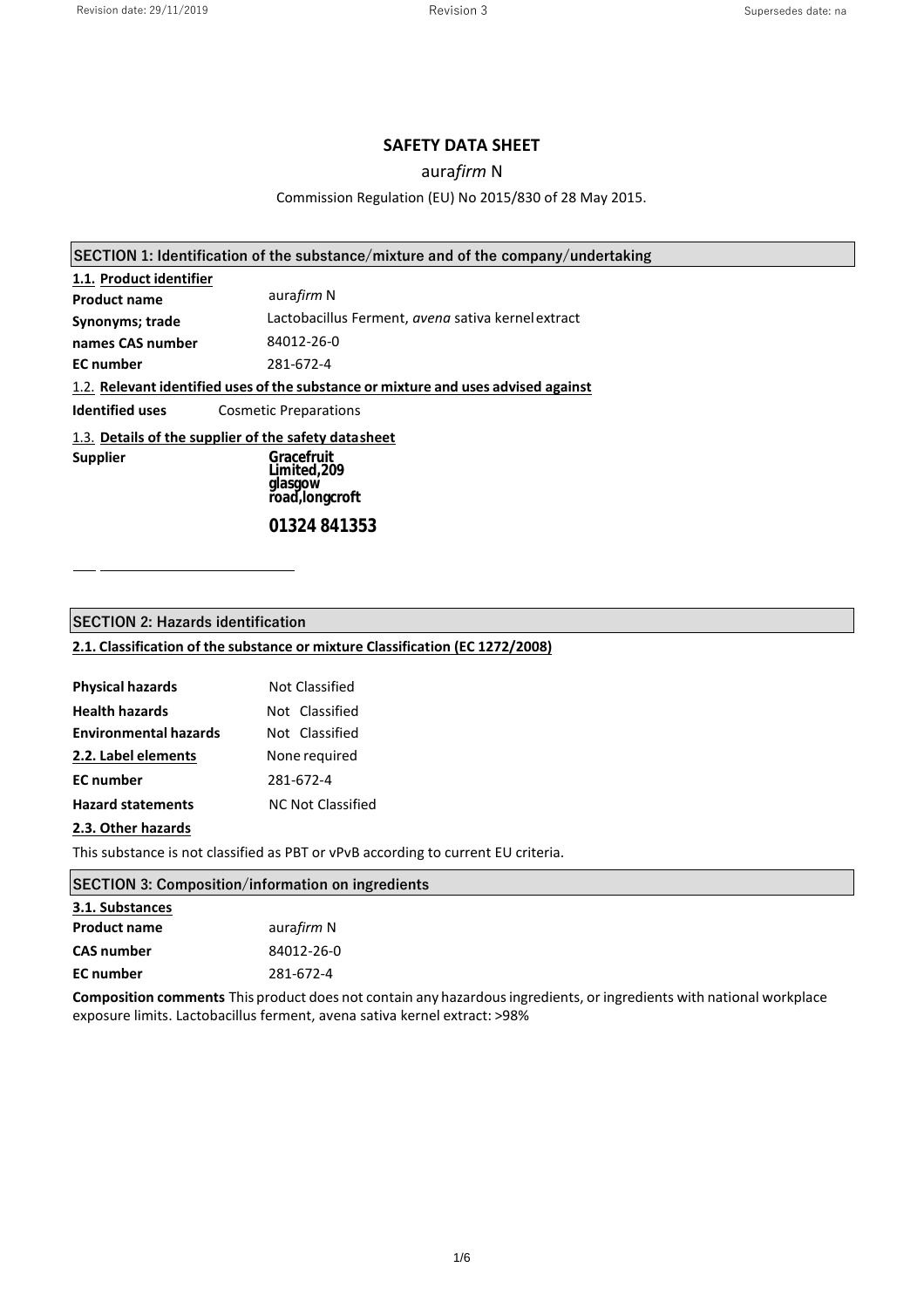# SAFETY DATA SHEET

## aura*firm* N

Commission Regulation (EU) No 2015/830 of 28 May 2015.

## SECTION 1: Identification of the substance/mixture and of the company/undertaking

### 1.1. Product identifier

**Product name** aura*firm* N

**Synonyms; trade names** Lactobacillus Ferment, *avena* sativa kernel extract

**CAS number** 84012-26-0

**EC number** 281-672-4

### 1.2. Relevant identified uses of the substance or mixture and uses advised against

**Identified uses** Cosmetic Preparations

### 1.3. Details of the supplier of the safety datasheet

**Supplier** **Gracefruit Limited,209 glasgow road,longcroft**

**01324 841353**

## SECTION 2: Hazards identification

### 2.1. Classification of the substance or mixture Classification (EC 1272/2008)

**Physical hazards** Not Classified

**Health hazards** Not Classified

**Environmental hazards** Not Classified

**2.2. Label elements** None required

**EC number** 281-672-4

**Hazard statements** NC Not Classified

### 2.3. Other hazards

This substance is not classified as PBT or vPvB according to current EU criteria.

## SECTION 3: Composition/information on ingredients

### 3.1. Substances

**Product name** aura*firm* N

**CAS number** 84012-26-0

**EC number** 281-672-4

**Composition comments** This product does not contain any hazardous ingredients, or ingredients with national workplace exposure limits. Lactobacillus ferment, avena sativa kernel extract: >98%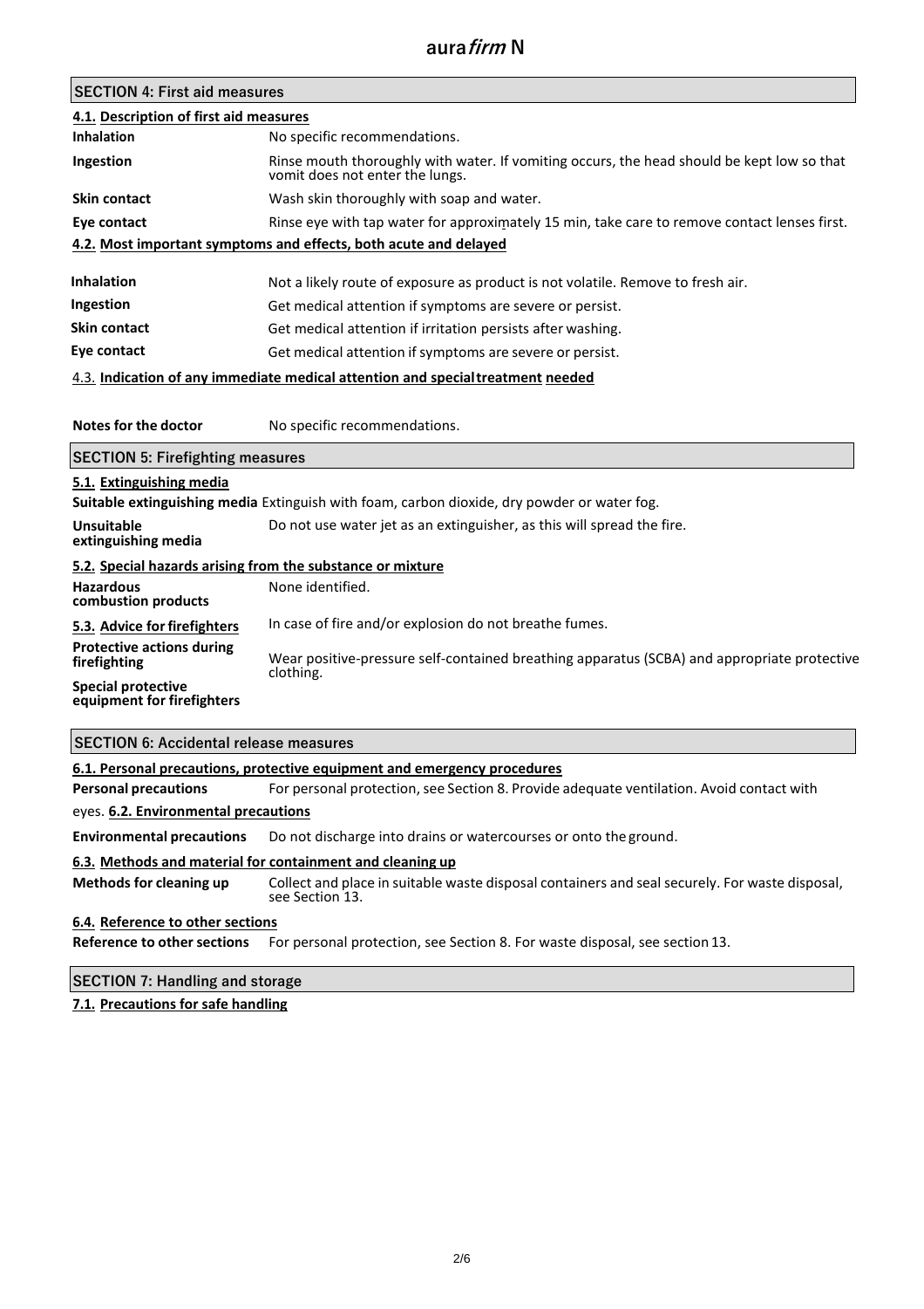## SECTION 4: First aid measures

### 4.1. Description of first aid measures

| | |
|---|---|
| **Inhalation** | No specific recommendations. |
| **Ingestion** | Rinse mouth thoroughly with water. If vomiting occurs, the head should be kept low so that vomit does not enter the lungs. |
| **Skin contact** | Wash skin thoroughly with soap and water. |
| **Eye contact** | Rinse eye with tap water for approximately 15 min, take care to remove contact lenses first. |

### 4.2. Most important symptoms and effects, both acute and delayed

| | |
|---|---|
| **Inhalation** | Not a likely route of exposure as product is not volatile. Remove to fresh air. |
| **Ingestion** | Get medical attention if symptoms are severe or persist. |
| **Skin contact** | Get medical attention if irritation persists after washing. |
| **Eye contact** | Get medical attention if symptoms are severe or persist. |

### 4.3. Indication of any immediate medical attention and special treatment needed

| | |
|---|---|
| **Notes for the doctor** | No specific recommendations. |

## SECTION 5: Firefighting measures

### 5.1. Extinguishing media

**Suitable extinguishing media** Extinguish with foam, carbon dioxide, dry powder or water fog.

| | |
|---|---|
| **Unsuitable extinguishing media** | Do not use water jet as an extinguisher, as this will spread the fire. |

### 5.2. Special hazards arising from the substance or mixture

| | |
|---|---|
| **Hazardous combustion products** | None identified. |

### 5.3. Advice for firefighters

In case of fire and/or explosion do not breathe fumes.

| | |
|---|---|
| **Protective actions during firefighting** | Wear positive-pressure self-contained breathing apparatus (SCBA) and appropriate protective clothing. |
| **Special protective equipment for firefighters** | |

## SECTION 6: Accidental release measures

### 6.1. Personal precautions, protective equipment and emergency procedures

**Personal precautions** For personal protection, see Section 8. Provide adequate ventilation. Avoid contact with eyes.

### 6.2. Environmental precautions

**Environmental precautions** Do not discharge into drains or watercourses or onto the ground.

### 6.3. Methods and material for containment and cleaning up

**Methods for cleaning up** Collect and place in suitable waste disposal containers and seal securely. For waste disposal, see Section 13.

### 6.4. Reference to other sections

**Reference to other sections** For personal protection, see Section 8. For waste disposal, see section 13.

## SECTION 7: Handling and storage

### 7.1. Precautions for safe handling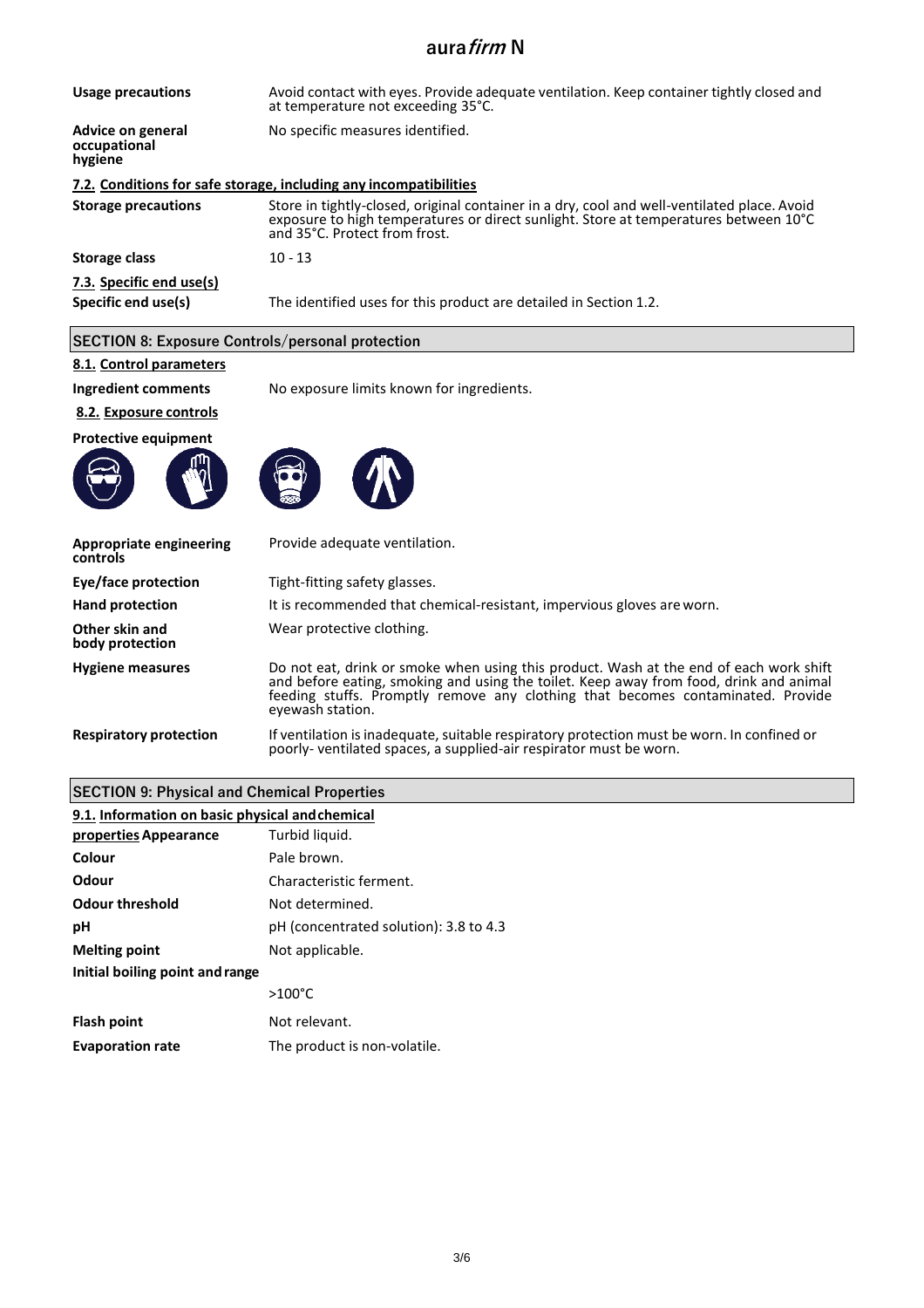| | |
|---|---|
| **Usage precautions** | Avoid contact with eyes. Provide adequate ventilation. Keep container tightly closed and at temperature not exceeding 35°C. |
| **Advice on general occupational hygiene** | No specific measures identified. |

**7.2. Conditions for safe storage, including any incompatibilities**

| | |
|---|---|
| **Storage precautions** | Store in tightly-closed, original container in a dry, cool and well-ventilated place. Avoid exposure to high temperatures or direct sunlight. Store at temperatures between 10°C and 35°C. Protect from frost. |
| **Storage class** | 10 - 13 |

**7.3. Specific end use(s)**

| | |
|---|---|
| **Specific end use(s)** | The identified uses for this product are detailed in Section 1.2. |

## SECTION 8: Exposure Controls/personal protection

**8.1. Control parameters**

| | |
|---|---|
| **Ingredient comments** | No exposure limits known for ingredients. |

**8.2. Exposure controls**

**Protective equipment**

| | |
|---|---|
| **Appropriate engineering controls** | Provide adequate ventilation. |
| **Eye/face protection** | Tight-fitting safety glasses. |
| **Hand protection** | It is recommended that chemical-resistant, impervious gloves are worn. |
| **Other skin and body protection** | Wear protective clothing. |
| **Hygiene measures** | Do not eat, drink or smoke when using this product. Wash at the end of each work shift and before eating, smoking and using the toilet. Keep away from food, drink and animal feeding stuffs. Promptly remove any clothing that becomes contaminated. Provide eyewash station. |
| **Respiratory protection** | If ventilation is inadequate, suitable respiratory protection must be worn. In confined or poorly- ventilated spaces, a supplied-air respirator must be worn. |

## SECTION 9: Physical and Chemical Properties

**9.1. Information on basic physical and chemical properties**

| | |
|---|---|
| **Appearance** | Turbid liquid. |
| **Colour** | Pale brown. |
| **Odour** | Characteristic ferment. |
| **Odour threshold** | Not determined. |
| **pH** | pH (concentrated solution): 3.8 to 4.3 |
| **Melting point** | Not applicable. |
| **Initial boiling point and range** | >100°C |
| **Flash point** | Not relevant. |
| **Evaporation rate** | The product is non-volatile. |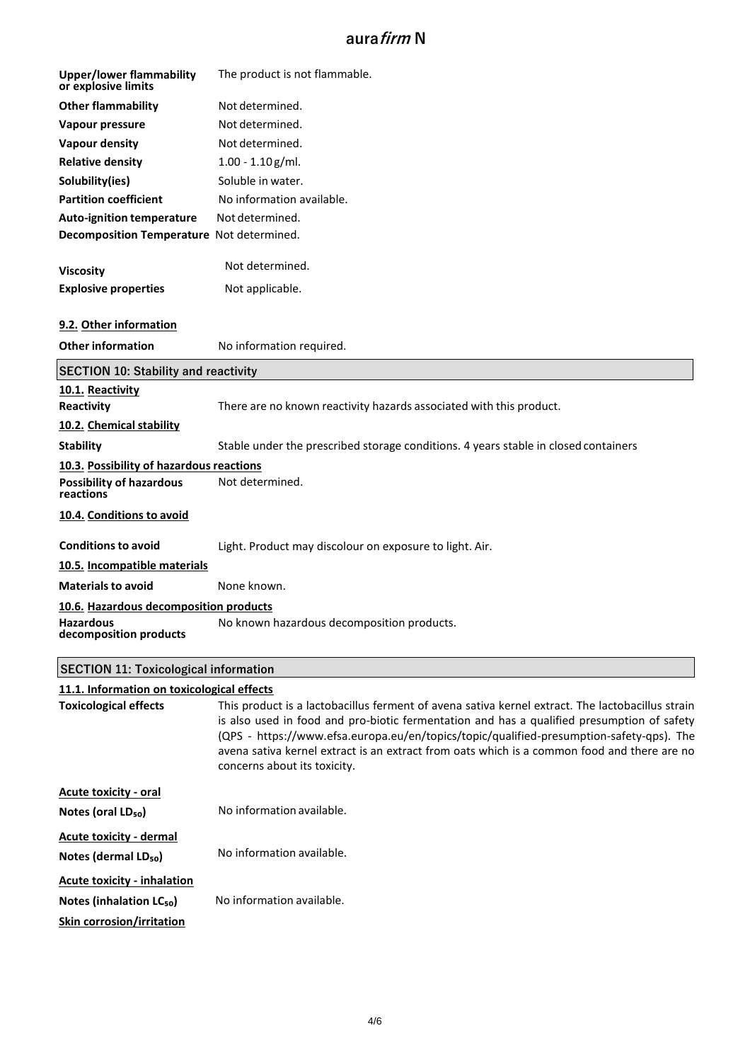| | |
|---|---|
| **Upper/lower flammability or explosive limits** | The product is not flammable. |
| **Other flammability** | Not determined. |
| **Vapour pressure** | Not determined. |
| **Vapour density** | Not determined. |
| **Relative density** | 1.00 - 1.10 g/ml. |
| **Solubility(ies)** | Soluble in water. |
| **Partition coefficient** | No information available. |
| **Auto-ignition temperature** | Not determined. |
| **Decomposition Temperature** | Not determined. |
| **Viscosity** | Not determined. |
| **Explosive properties** | Not applicable. |

### 9.2. Other information

| | |
|---|---|
| **Other information** | No information required. |

## SECTION 10: Stability and reactivity

### 10.1. Reactivity

| | |
|---|---|
| **Reactivity** | There are no known reactivity hazards associated with this product. |

### 10.2. Chemical stability

| | |
|---|---|
| **Stability** | Stable under the prescribed storage conditions. 4 years stable in closed containers |

### 10.3. Possibility of hazardous reactions

| | |
|---|---|
| **Possibility of hazardous reactions** | Not determined. |

### 10.4. Conditions to avoid

| | |
|---|---|
| **Conditions to avoid** | Light. Product may discolour on exposure to light. Air. |

### 10.5. Incompatible materials

| | |
|---|---|
| **Materials to avoid** | None known. |

### 10.6. Hazardous decomposition products

| | |
|---|---|
| **Hazardous decomposition products** | No known hazardous decomposition products. |

## SECTION 11: Toxicological information

### 11.1. Information on toxicological effects

| | |
|---|---|
| **Toxicological effects** | This product is a lactobacillus ferment of avena sativa kernel extract. The lactobacillus strain is also used in food and pro-biotic fermentation and has a qualified presumption of safety (QPS - https://www.efsa.europa.eu/en/topics/topic/qualified-presumption-safety-qps). The avena sativa kernel extract is an extract from oats which is a common food and there are no concerns about its toxicity. |

**Acute toxicity - oral**

| | |
|---|---|
| **Notes (oral $LD_{50}$)** | No information available. |

**Acute toxicity - dermal**

| | |
|---|---|
| **Notes (dermal $LD_{50}$)** | No information available. |

**Acute toxicity - inhalation**

| | |
|---|---|
| **Notes (inhalation $LC_{50}$)** | No information available. |

**Skin corrosion/irritation**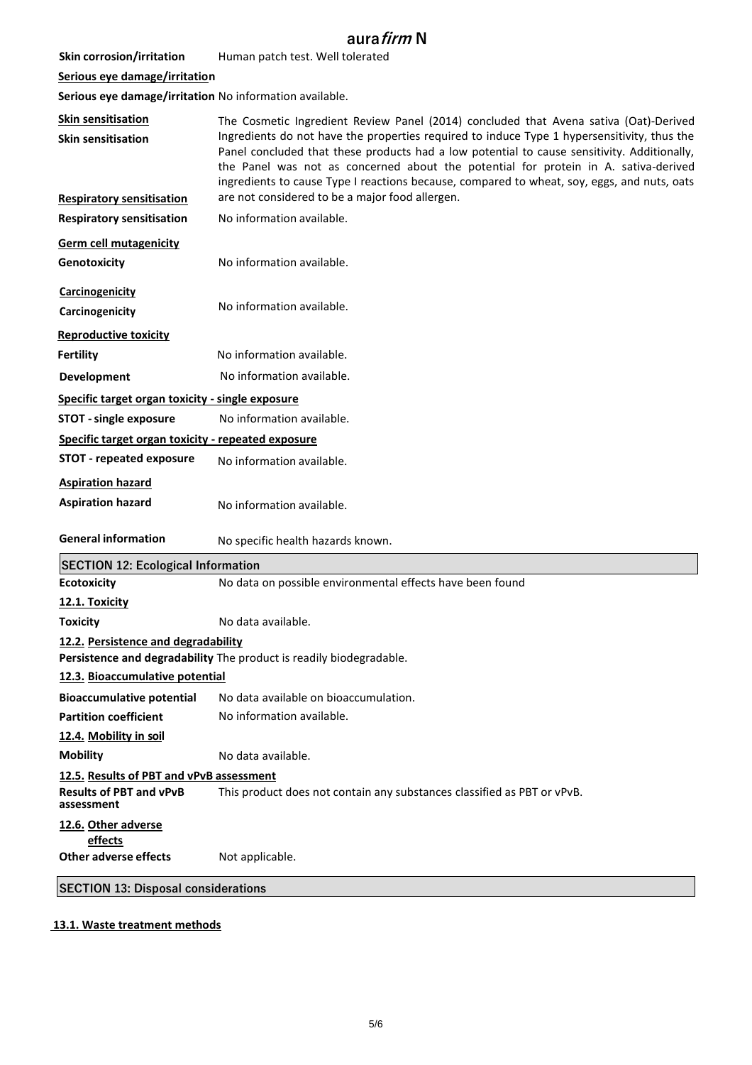**Skin corrosion/irritation** Human patch test. Well tolerated

**Serious eye damage/irritation**

**Serious eye damage/irritation** No information available.

**Skin sensitisation**

**Skin sensitisation** The Cosmetic Ingredient Review Panel (2014) concluded that Avena sativa (Oat)-Derived Ingredients do not have the properties required to induce Type 1 hypersensitivity, thus the Panel concluded that these products had a low potential to cause sensitivity. Additionally, the Panel was not as concerned about the potential for protein in A. sativa-derived ingredients to cause Type I reactions because, compared to wheat, soy, eggs, and nuts, oats are not considered to be a major food allergen.

**Respiratory sensitisation**

**Respiratory sensitisation** No information available.

**Germ cell mutagenicity**

**Genotoxicity** No information available.

**Carcinogenicity**

**Carcinogenicity** No information available.

**Reproductive toxicity**

**Fertility** No information available.

**Development** No information available.

**Specific target organ toxicity - single exposure**

**STOT - single exposure** No information available.

**Specific target organ toxicity - repeated exposure**

**STOT - repeated exposure** No information available.

**Aspiration hazard**

**Aspiration hazard** No information available.

**General information** No specific health hazards known.

## SECTION 12: Ecological Information

**Ecotoxicity** No data on possible environmental effects have been found

**12.1. Toxicity**

**Toxicity** No data available.

**12.2. Persistence and degradability**

**Persistence and degradability** The product is readily biodegradable.

**12.3. Bioaccumulative potential**

**Bioaccumulative potential** No data available on bioaccumulation.

**Partition coefficient** No information available.

**12.4. Mobility in soil**

**Mobility** No data available.

**12.5. Results of PBT and vPvB assessment**

**Results of PBT and vPvB assessment** This product does not contain any substances classified as PBT or vPvB.

**12.6. Other adverse effects**

**Other adverse effects** Not applicable.

## SECTION 13: Disposal considerations

**13.1. Waste treatment methods**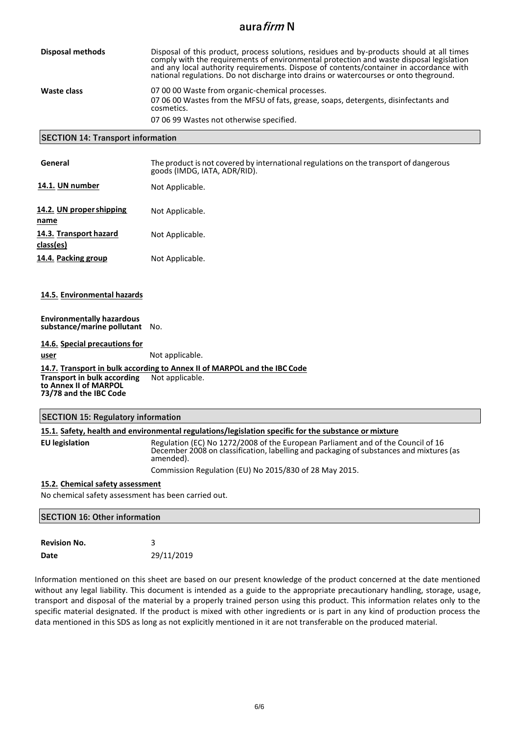| | |
|---|---|
| **Disposal methods** | Disposal of this product, process solutions, residues and by-products should at all times comply with the requirements of environmental protection and waste disposal legislation and any local authority requirements. Dispose of contents/container in accordance with national regulations. Do not discharge into drains or watercourses or onto theground. |
| **Waste class** | 07 00 00 Waste from organic-chemical processes.<br>07 06 00 Wastes from the MFSU of fats, grease, soaps, detergents, disinfectants and cosmetics.<br>07 06 99 Wastes not otherwise specified. |

## SECTION 14: Transport information

| | |
|---|---|
| **General** | The product is not covered by international regulations on the transport of dangerous goods (IMDG, IATA, ADR/RID). |
| **14.1. UN number** | Not Applicable. |
| **14.2. UN proper shipping name** | Not Applicable. |
| **14.3. Transport hazard class(es)** | Not Applicable. |
| **14.4. Packing group** | Not Applicable. |

**14.5. Environmental hazards**

**Environmentally hazardous substance/marine pollutant** No.

**14.6. Special precautions for user** Not applicable.

**14.7. Transport in bulk according to Annex II of MARPOL and the IBC Code**

**Transport in bulk according to Annex II of MARPOL 73/78 and the IBC Code** Not applicable.

## SECTION 15: Regulatory information

**15.1. Safety, health and environmental regulations/legislation specific for the substance or mixture**

| | |
|---|---|
| **EU legislation** | Regulation (EC) No 1272/2008 of the European Parliament and of the Council of 16 December 2008 on classification, labelling and packaging of substances and mixtures (as amended).<br>Commission Regulation (EU) No 2015/830 of 28 May 2015. |

**15.2. Chemical safety assessment**

No chemical safety assessment has been carried out.

## SECTION 16: Other information

| | |
|---|---|
| **Revision No.** | 3 |
| **Date** | 29/11/2019 |

Information mentioned on this sheet are based on our present knowledge of the product concerned at the date mentioned without any legal liability. This document is intended as a guide to the appropriate precautionary handling, storage, usage, transport and disposal of the material by a properly trained person using this product. This information relates only to the specific material designated. If the product is mixed with other ingredients or is part in any kind of production process the data mentioned in this SDS as long as not explicitly mentioned in it are not transferable on the produced material.